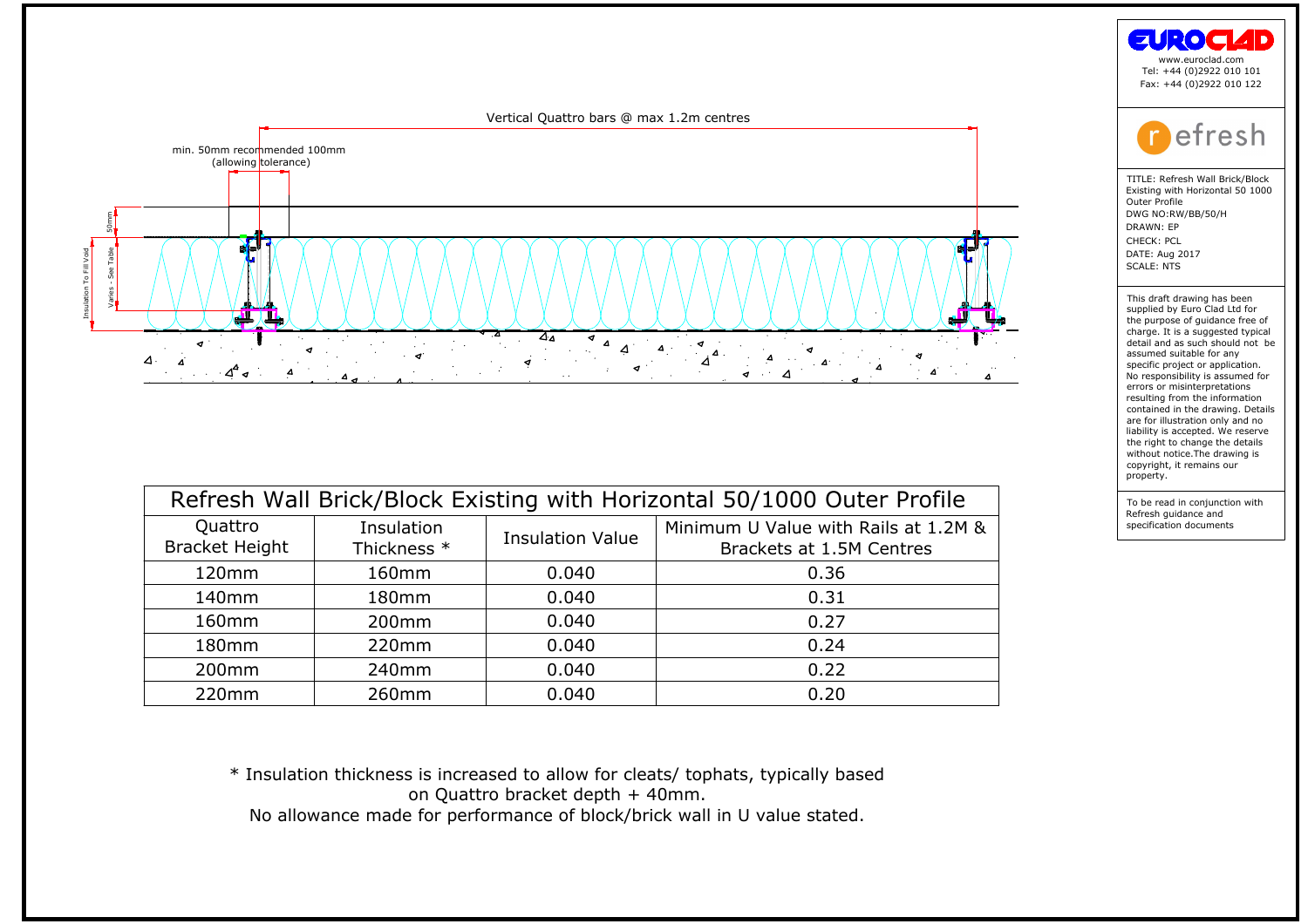Vertical Quattro bars @ max 1.2m centres

min. 50mm recommended 100mm (allowing tolerance)

50mm

Insulation To Fill Void

Varies - See Table

EUROCLAD
www.euroclad.com
Tel: +44 (0)2922 010 101
Fax: +44 (0)2922 010 122

refresh

TITLE: Refresh Wall Brick/Block Existing with Horizontal 50 1000 Outer Profile
DWG NO:RW/BB/50/H
DRAWN: EP
CHECK: PCL
DATE: Aug 2017
SCALE: NTS

This draft drawing has been supplied by Euro Clad Ltd for the purpose of guidance free of charge. It is a suggested typical detail and as such should not be assumed suitable for any specific project or application. No responsibility is assumed for errors or misinterpretations resulting from the information contained in the drawing. Details are for illustration only and no liability is accepted. We reserve the right to change the details without notice.The drawing is copyright, it remains our property.

To be read in conjunction with Refresh guidance and specification documents

| Refresh Wall Brick/Block Existing with Horizontal 50/1000 Outer Profile | | | |
|---|---|---|---|
| Quattro Bracket Height | Insulation Thickness * | Insulation Value | Minimum U Value with Rails at 1.2M & Brackets at 1.5M Centres |
| 120mm | 160mm | 0.040 | 0.36 |
| 140mm | 180mm | 0.040 | 0.31 |
| 160mm | 200mm | 0.040 | 0.27 |
| 180mm | 220mm | 0.040 | 0.24 |
| 200mm | 240mm | 0.040 | 0.22 |
| 220mm | 260mm | 0.040 | 0.20 |

\* Insulation thickness is increased to allow for cleats/ tophats, typically based on Quattro bracket depth + 40mm.
No allowance made for performance of block/brick wall in U value stated.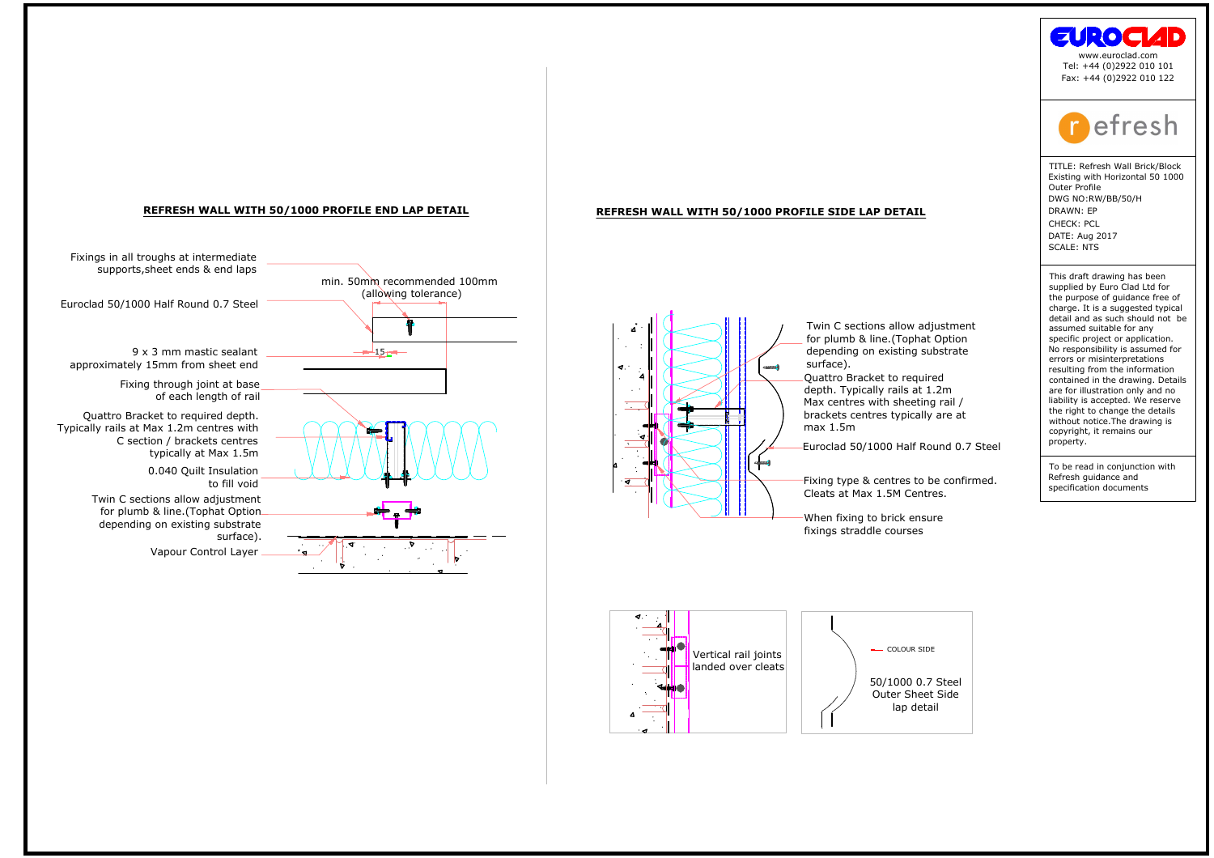## REFRESH WALL WITH 50/1000 PROFILE END LAP DETAIL

Fixings in all troughs at intermediate supports,sheet ends & end laps

min. 50mm recommended 100mm (allowing tolerance)

Euroclad 50/1000 Half Round 0.7 Steel

9 x 3 mm mastic sealant approximately 15mm from sheet end

15

Fixing through joint at base of each length of rail

Quattro Bracket to required depth. Typically rails at Max 1.2m centres with C section / brackets centres typically at Max 1.5m

0.040 Quilt Insulation to fill void

Twin C sections allow adjustment for plumb & line.(Tophat Option depending on existing substrate surface).

Vapour Control Layer

## REFRESH WALL WITH 50/1000 PROFILE SIDE LAP DETAIL

Twin C sections allow adjustment for plumb & line.(Tophat Option depending on existing substrate surface).

Quattro Bracket to required depth. Typically rails at 1.2m Max centres with sheeting rail / brackets centres typically are at max 1.5m

Euroclad 50/1000 Half Round 0.7 Steel

Fixing type & centres to be confirmed. Cleats at Max 1.5M Centres.

When fixing to brick ensure fixings straddle courses

Vertical rail joints landed over cleats

COLOUR SIDE

50/1000 0.7 Steel Outer Sheet Side lap detail

---

EUROCLAD

www.euroclad.com
Tel: +44 (0)2922 010 101
Fax: +44 (0)2922 010 122

refresh

TITLE: Refresh Wall Brick/Block Existing with Horizontal 50 1000 Outer Profile
DWG NO:RW/BB/50/H
DRAWN: EP
CHECK: PCL
DATE: Aug 2017
SCALE: NTS

This draft drawing has been supplied by Euro Clad Ltd for the purpose of guidance free of charge. It is a suggested typical detail and as such should not be assumed suitable for any specific project or application. No responsibility is assumed for errors or misinterpretations resulting from the information contained in the drawing. Details are for illustration only and no liability is accepted. We reserve the right to change the details without notice.The drawing is copyright, it remains our property.

To be read in conjunction with Refresh guidance and specification documents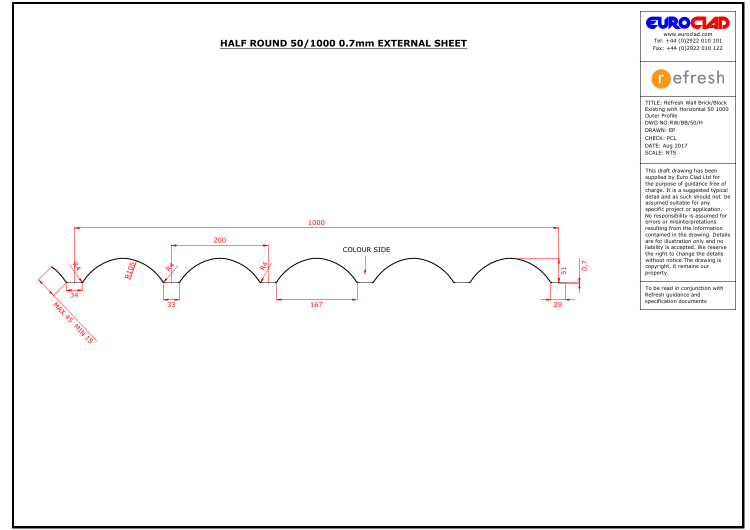# HALF ROUND 50/1000 0.7mm EXTERNAL SHEET

1000

200

COLOUR SIDE

R4 R105 R4 R4

51 0,7

34 33 167 29

MAX 45 MIN 15

EUROCLAD
www.euroclad.com
Tel: +44 (0)2922 010 101
Fax: +44 (0)2922 010 122

refresh

TITLE: Refresh Wall Brick/Block Existing with Horizontal 50 1000 Outer Profile
DWG NO:RW/BB/50/H
DRAWN: EP
CHECK: PCL
DATE: Aug 2017
SCALE: NTS

This draft drawing has been supplied by Euro Clad Ltd for the purpose of guidance free of charge. It is a suggested typical detail and as such should not be assumed suitable for any specific project or application. No responsibility is assumed for errors or misinterpretations resulting from the information contained in the drawing. Details are for illustration only and no liability is accepted. We reserve the right to change the details without notice.The drawing is copyright, it remains our property.

To be read in conjunction with Refresh guidance and specification documents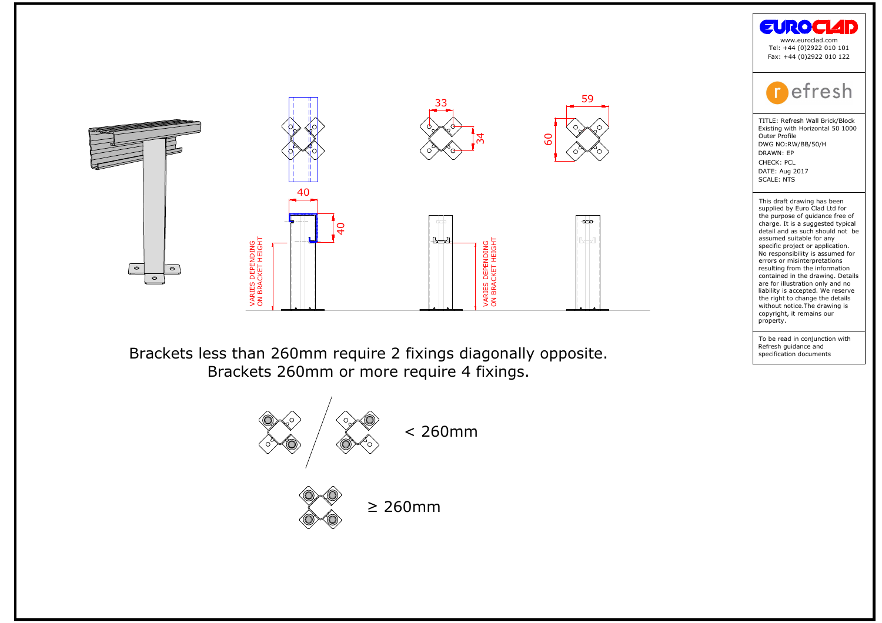40

40

VARIES DEPENDING ON BRACKET HEIGHT

33

34

VARIES DEPENDING ON BRACKET HEIGHT

59

60

Brackets less than 260mm require 2 fixings diagonally opposite.
Brackets 260mm or more require 4 fixings.

< 260mm

≥ 260mm

**EUROCLAD**
www.euroclad.com
Tel: +44 (0)2922 010 101
Fax: +44 (0)2922 010 122

**refresh**

TITLE: Refresh Wall Brick/Block Existing with Horizontal 50 1000 Outer Profile
DWG NO:RW/BB/50/H
DRAWN: EP
CHECK: PCL
DATE: Aug 2017
SCALE: NTS

This draft drawing has been supplied by Euro Clad Ltd for the purpose of guidance free of charge. It is a suggested typical detail and as such should not be assumed suitable for any specific project or application. No responsibility is assumed for errors or misinterpretations resulting from the information contained in the drawing. Details are for illustration only and no liability is accepted. We reserve the right to change the details without notice.The drawing is copyright, it remains our property.

To be read in conjunction with Refresh guidance and specification documents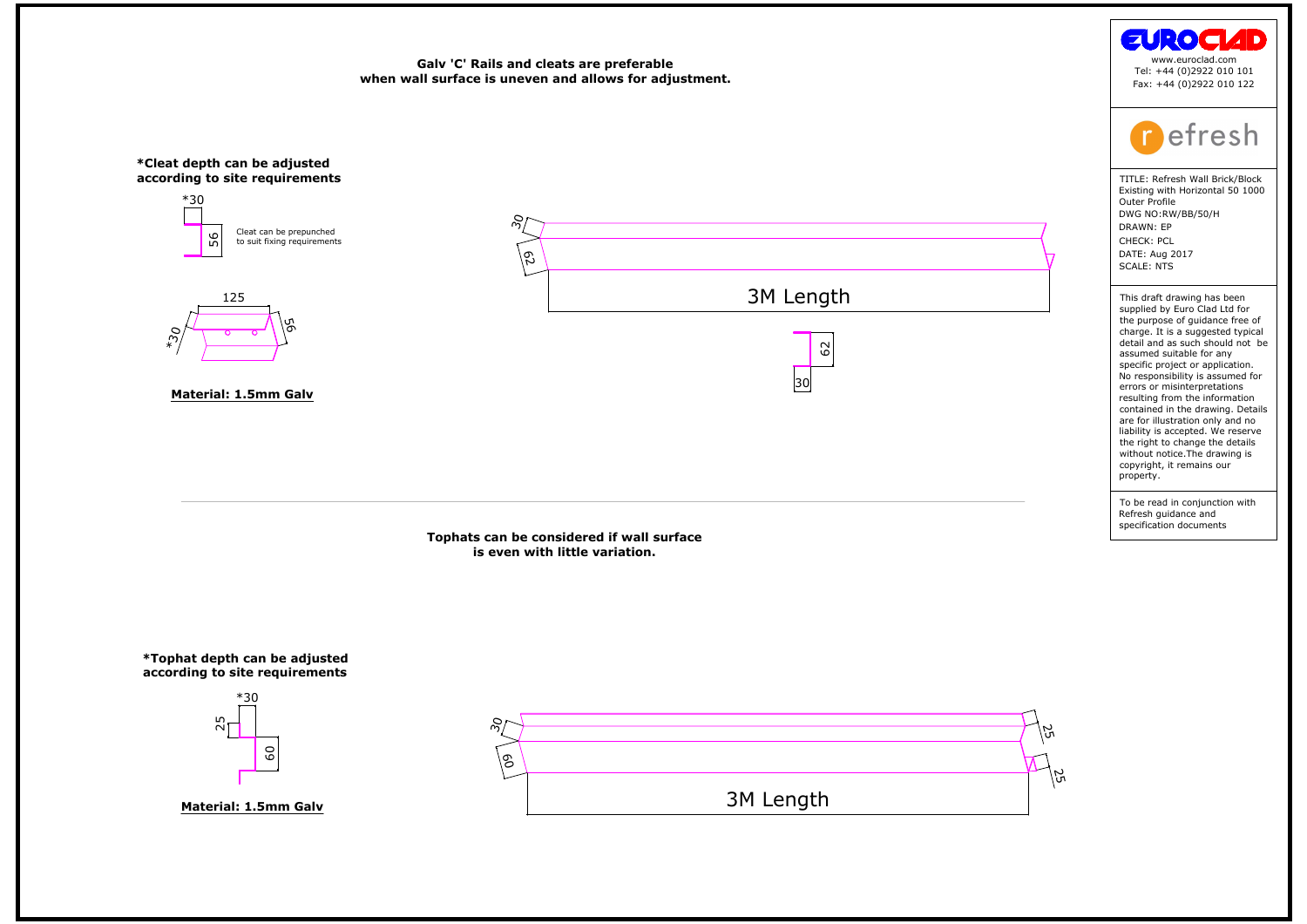**Galv 'C' Rails and cleats are preferable when wall surface is uneven and allows for adjustment.**

**\*Cleat depth can be adjusted according to site requirements**

*30

56

Cleat can be prepunched to suit fixing requirements

125

*30

56

**Material: 1.5mm Galv**

30

62

3M Length

62

30

**Tophats can be considered if wall surface is even with little variation.**

**\*Tophat depth can be adjusted according to site requirements**

*30

25

60

**Material: 1.5mm Galv**

30

60

25

25

3M Length

www.euroclad.com
Tel: +44 (0)2922 010 101
Fax: +44 (0)2922 010 122

TITLE: Refresh Wall Brick/Block Existing with Horizontal 50 1000 Outer Profile
DWG NO:RW/BB/50/H
DRAWN: EP
CHECK: PCL
DATE: Aug 2017
SCALE: NTS

This draft drawing has been supplied by Euro Clad Ltd for the purpose of guidance free of charge. It is a suggested typical detail and as such should not be assumed suitable for any specific project or application. No responsibility is assumed for errors or misinterpretations resulting from the information contained in the drawing. Details are for illustration only and no liability is accepted. We reserve the right to change the details without notice.The drawing is copyright, it remains our property.

To be read in conjunction with Refresh guidance and specification documents